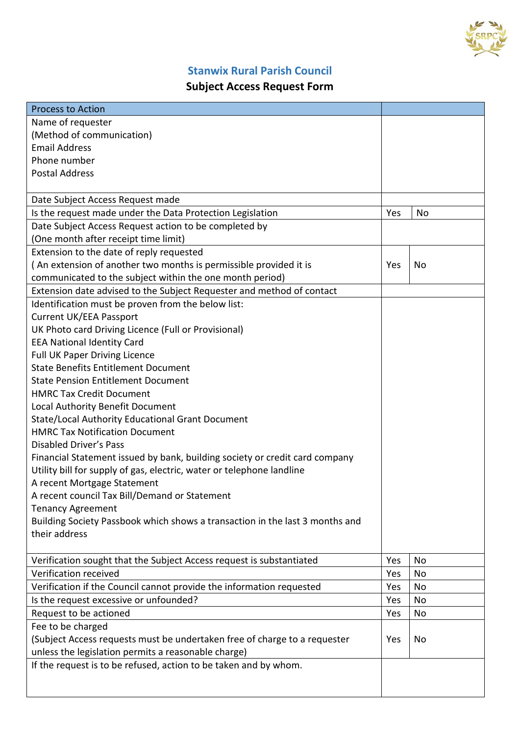## Stanwix Rural Parish Council

### Subject Access Request Form

| Process to Action | | |
|---|---|---|
| Name of requester<br>(Method of communication)<br>Email Address<br>Phone number<br>Postal Address | | |
| Date Subject Access Request made | | |
| Is the request made under the Data Protection Legislation | Yes | No |
| Date Subject Access Request action to be completed by<br>(One month after receipt time limit) | | |
| Extension to the date of reply requested<br>( An extension of another two months is permissible provided it is communicated to the subject within the one month period) | Yes | No |
| Extension date advised to the Subject Requester and method of contact | | |
| Identification must be proven from the below list:<br>Current UK/EEA Passport<br>UK Photo card Driving Licence (Full or Provisional)<br>EEA National Identity Card<br>Full UK Paper Driving Licence<br>State Benefits Entitlement Document<br>State Pension Entitlement Document<br>HMRC Tax Credit Document<br>Local Authority Benefit Document<br>State/Local Authority Educational Grant Document<br>HMRC Tax Notification Document<br>Disabled Driver's Pass<br>Financial Statement issued by bank, building society or credit card company<br>Utility bill for supply of gas, electric, water or telephone landline<br>A recent Mortgage Statement<br>A recent council Tax Bill/Demand or Statement<br>Tenancy Agreement<br>Building Society Passbook which shows a transaction in the last 3 months and their address | | |
| Verification sought that the Subject Access request is substantiated | Yes | No |
| Verification received | Yes | No |
| Verification if the Council cannot provide the information requested | Yes | No |
| Is the request excessive or unfounded? | Yes | No |
| Request to be actioned | Yes | No |
| Fee to be charged<br>(Subject Access requests must be undertaken free of charge to a requester unless the legislation permits a reasonable charge) | Yes | No |
| If the request is to be refused, action to be taken and by whom. | | |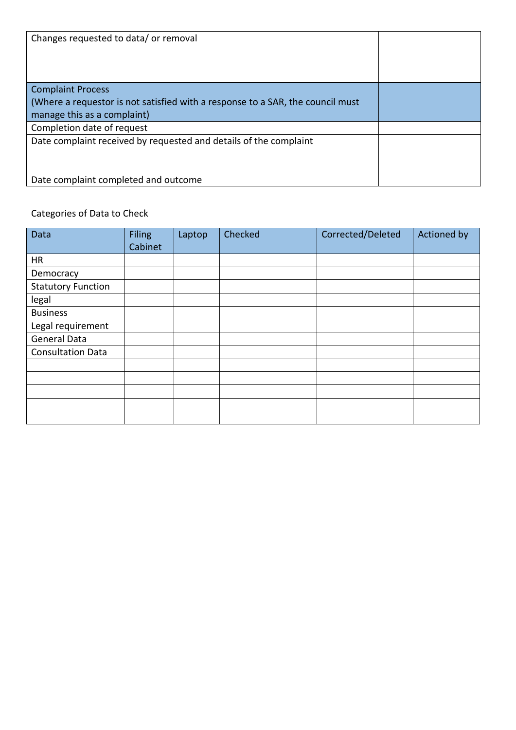| | |
|---|---|
| Changes requested to data/ or removal | |
| Complaint Process<br>(Where a requestor is not satisfied with a response to a SAR, the council must manage this as a complaint) | |
| Completion date of request | |
| Date complaint received by requested and details of the complaint | |
| Date complaint completed and outcome | |

Categories of Data to Check

| Data | Filing Cabinet | Laptop | Checked | Corrected/Deleted | Actioned by |
|---|---|---|---|---|---|
| HR | | | | | |
| Democracy | | | | | |
| Statutory Function | | | | | |
| legal | | | | | |
| Business | | | | | |
| Legal requirement | | | | | |
| General Data | | | | | |
| Consultation Data | | | | | |
| | | | | | |
| | | | | | |
| | | | | | |
| | | | | | |
| | | | | | |